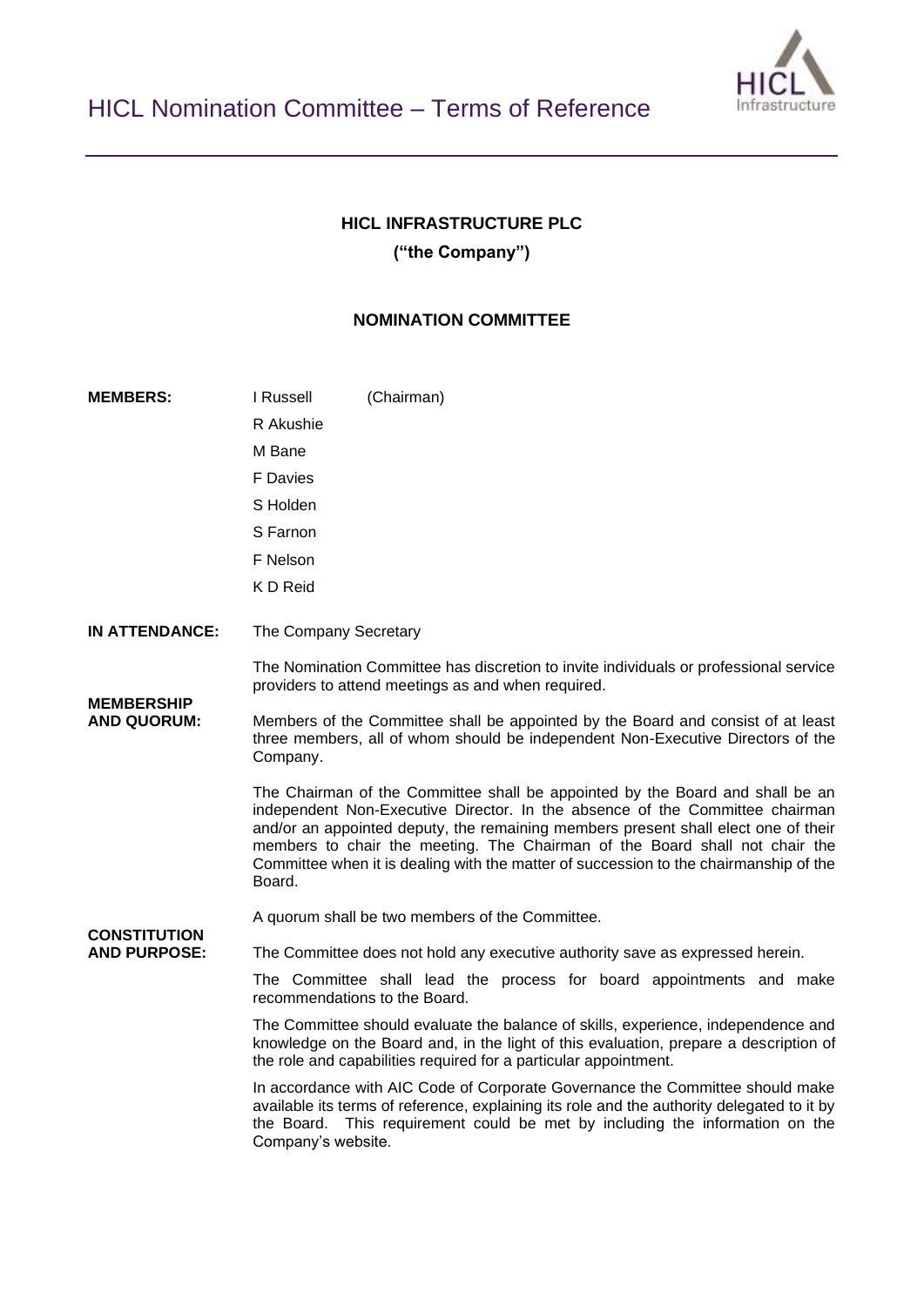# HICL Nomination Committee – Terms of Reference

**HICL INFRASTRUCTURE PLC**

**("the Company")**

**NOMINATION COMMITTEE**

**MEMBERS:**

I Russell (Chairman)
R Akushie
M Bane
F Davies
S Holden
S Farnon
F Nelson
K D Reid

**IN ATTENDANCE:**

The Company Secretary

The Nomination Committee has discretion to invite individuals or professional service providers to attend meetings as and when required.

**MEMBERSHIP AND QUORUM:**

Members of the Committee shall be appointed by the Board and consist of at least three members, all of whom should be independent Non-Executive Directors of the Company.

The Chairman of the Committee shall be appointed by the Board and shall be an independent Non-Executive Director. In the absence of the Committee chairman and/or an appointed deputy, the remaining members present shall elect one of their members to chair the meeting. The Chairman of the Board shall not chair the Committee when it is dealing with the matter of succession to the chairmanship of the Board.

A quorum shall be two members of the Committee.

**CONSTITUTION AND PURPOSE:**

The Committee does not hold any executive authority save as expressed herein.

The Committee shall lead the process for board appointments and make recommendations to the Board.

The Committee should evaluate the balance of skills, experience, independence and knowledge on the Board and, in the light of this evaluation, prepare a description of the role and capabilities required for a particular appointment.

In accordance with AIC Code of Corporate Governance the Committee should make available its terms of reference, explaining its role and the authority delegated to it by the Board. This requirement could be met by including the information on the Company's website.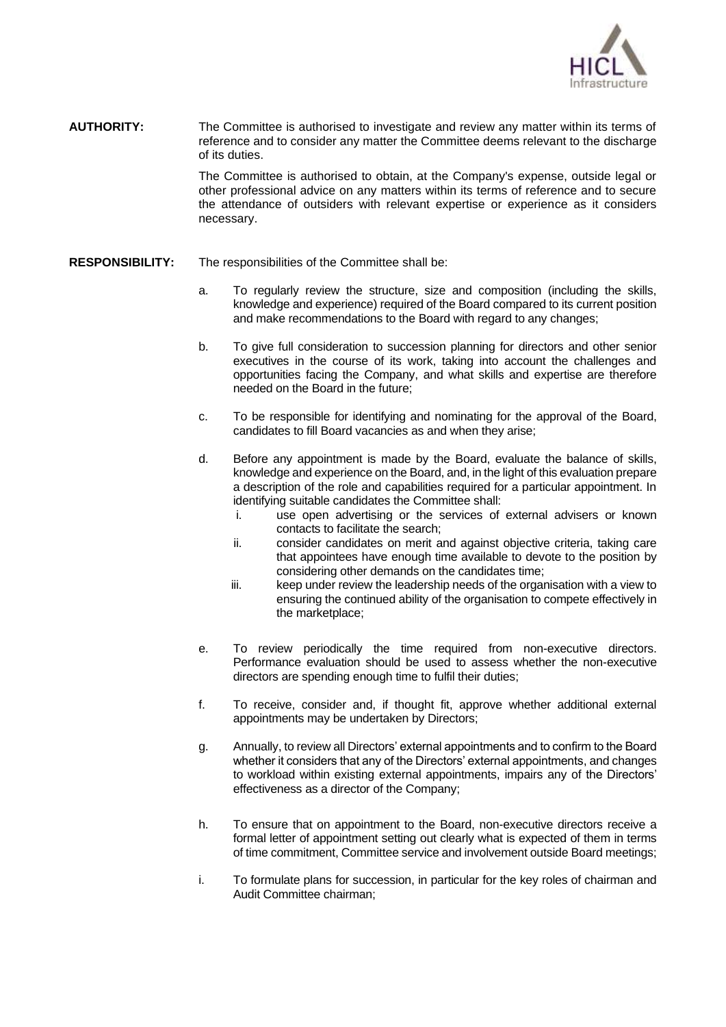**AUTHORITY:** The Committee is authorised to investigate and review any matter within its terms of reference and to consider any matter the Committee deems relevant to the discharge of its duties.

The Committee is authorised to obtain, at the Company's expense, outside legal or other professional advice on any matters within its terms of reference and to secure the attendance of outsiders with relevant expertise or experience as it considers necessary.

**RESPONSIBILITY:** The responsibilities of the Committee shall be:

a. To regularly review the structure, size and composition (including the skills, knowledge and experience) required of the Board compared to its current position and make recommendations to the Board with regard to any changes;

b. To give full consideration to succession planning for directors and other senior executives in the course of its work, taking into account the challenges and opportunities facing the Company, and what skills and expertise are therefore needed on the Board in the future;

c. To be responsible for identifying and nominating for the approval of the Board, candidates to fill Board vacancies as and when they arise;

d. Before any appointment is made by the Board, evaluate the balance of skills, knowledge and experience on the Board, and, in the light of this evaluation prepare a description of the role and capabilities required for a particular appointment. In identifying suitable candidates the Committee shall:
   i. use open advertising or the services of external advisers or known contacts to facilitate the search;
   ii. consider candidates on merit and against objective criteria, taking care that appointees have enough time available to devote to the position by considering other demands on the candidates time;
   iii. keep under review the leadership needs of the organisation with a view to ensuring the continued ability of the organisation to compete effectively in the marketplace;

e. To review periodically the time required from non-executive directors. Performance evaluation should be used to assess whether the non-executive directors are spending enough time to fulfil their duties;

f. To receive, consider and, if thought fit, approve whether additional external appointments may be undertaken by Directors;

g. Annually, to review all Directors' external appointments and to confirm to the Board whether it considers that any of the Directors' external appointments, and changes to workload within existing external appointments, impairs any of the Directors' effectiveness as a director of the Company;

h. To ensure that on appointment to the Board, non-executive directors receive a formal letter of appointment setting out clearly what is expected of them in terms of time commitment, Committee service and involvement outside Board meetings;

i. To formulate plans for succession, in particular for the key roles of chairman and Audit Committee chairman;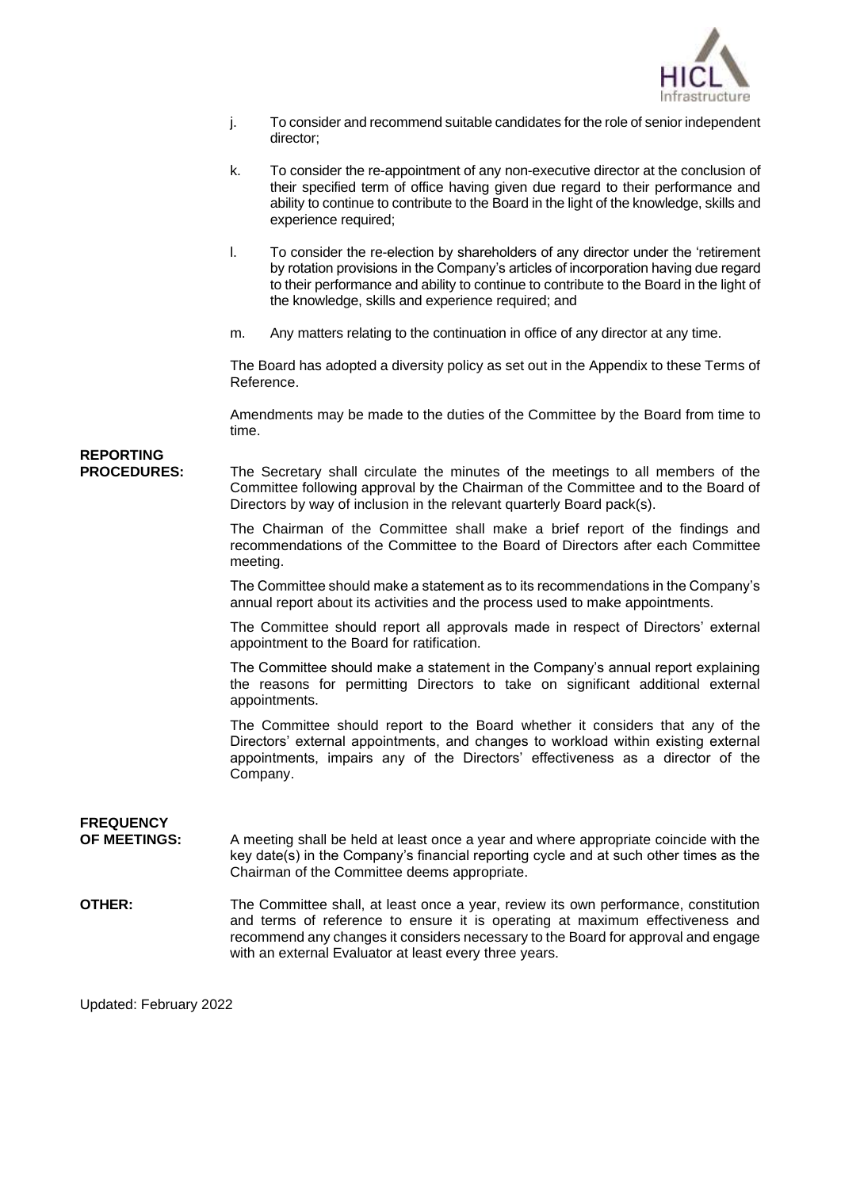j. To consider and recommend suitable candidates for the role of senior independent director;

k. To consider the re-appointment of any non-executive director at the conclusion of their specified term of office having given due regard to their performance and ability to continue to contribute to the Board in the light of the knowledge, skills and experience required;

l. To consider the re-election by shareholders of any director under the 'retirement by rotation provisions in the Company's articles of incorporation having due regard to their performance and ability to continue to contribute to the Board in the light of the knowledge, skills and experience required; and

m. Any matters relating to the continuation in office of any director at any time.

The Board has adopted a diversity policy as set out in the Appendix to these Terms of Reference.

Amendments may be made to the duties of the Committee by the Board from time to time.

**REPORTING PROCEDURES:**

The Secretary shall circulate the minutes of the meetings to all members of the Committee following approval by the Chairman of the Committee and to the Board of Directors by way of inclusion in the relevant quarterly Board pack(s).

The Chairman of the Committee shall make a brief report of the findings and recommendations of the Committee to the Board of Directors after each Committee meeting.

The Committee should make a statement as to its recommendations in the Company's annual report about its activities and the process used to make appointments.

The Committee should report all approvals made in respect of Directors' external appointment to the Board for ratification.

The Committee should make a statement in the Company's annual report explaining the reasons for permitting Directors to take on significant additional external appointments.

The Committee should report to the Board whether it considers that any of the Directors' external appointments, and changes to workload within existing external appointments, impairs any of the Directors' effectiveness as a director of the Company.

**FREQUENCY OF MEETINGS:**

A meeting shall be held at least once a year and where appropriate coincide with the key date(s) in the Company's financial reporting cycle and at such other times as the Chairman of the Committee deems appropriate.

**OTHER:**

The Committee shall, at least once a year, review its own performance, constitution and terms of reference to ensure it is operating at maximum effectiveness and recommend any changes it considers necessary to the Board for approval and engage with an external Evaluator at least every three years.

Updated: February 2022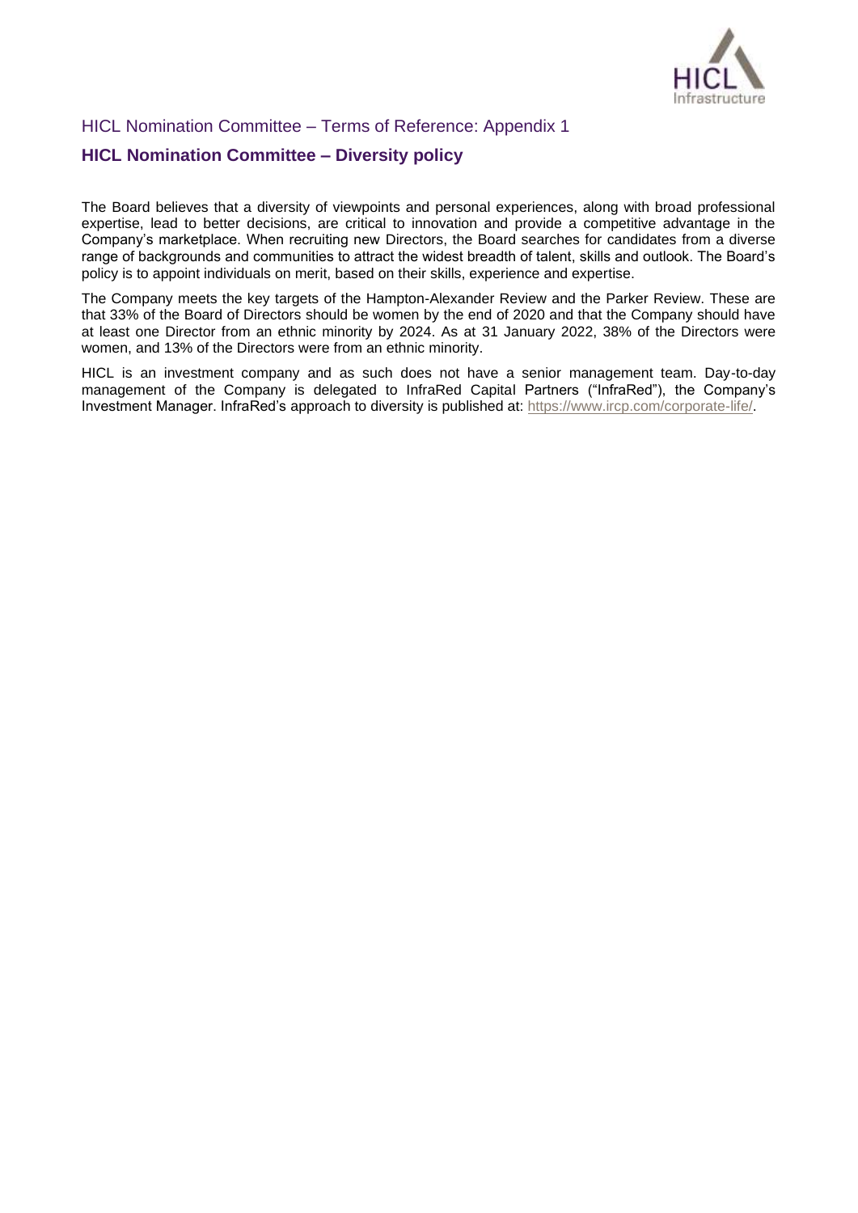## HICL Nomination Committee – Terms of Reference: Appendix 1

### HICL Nomination Committee – Diversity policy

The Board believes that a diversity of viewpoints and personal experiences, along with broad professional expertise, lead to better decisions, are critical to innovation and provide a competitive advantage in the Company's marketplace. When recruiting new Directors, the Board searches for candidates from a diverse range of backgrounds and communities to attract the widest breadth of talent, skills and outlook. The Board's policy is to appoint individuals on merit, based on their skills, experience and expertise.

The Company meets the key targets of the Hampton-Alexander Review and the Parker Review. These are that 33% of the Board of Directors should be women by the end of 2020 and that the Company should have at least one Director from an ethnic minority by 2024. As at 31 January 2022, 38% of the Directors were women, and 13% of the Directors were from an ethnic minority.

HICL is an investment company and as such does not have a senior management team. Day-to-day management of the Company is delegated to InfraRed Capital Partners ("InfraRed"), the Company's Investment Manager. InfraRed's approach to diversity is published at: https://www.ircp.com/corporate-life/.